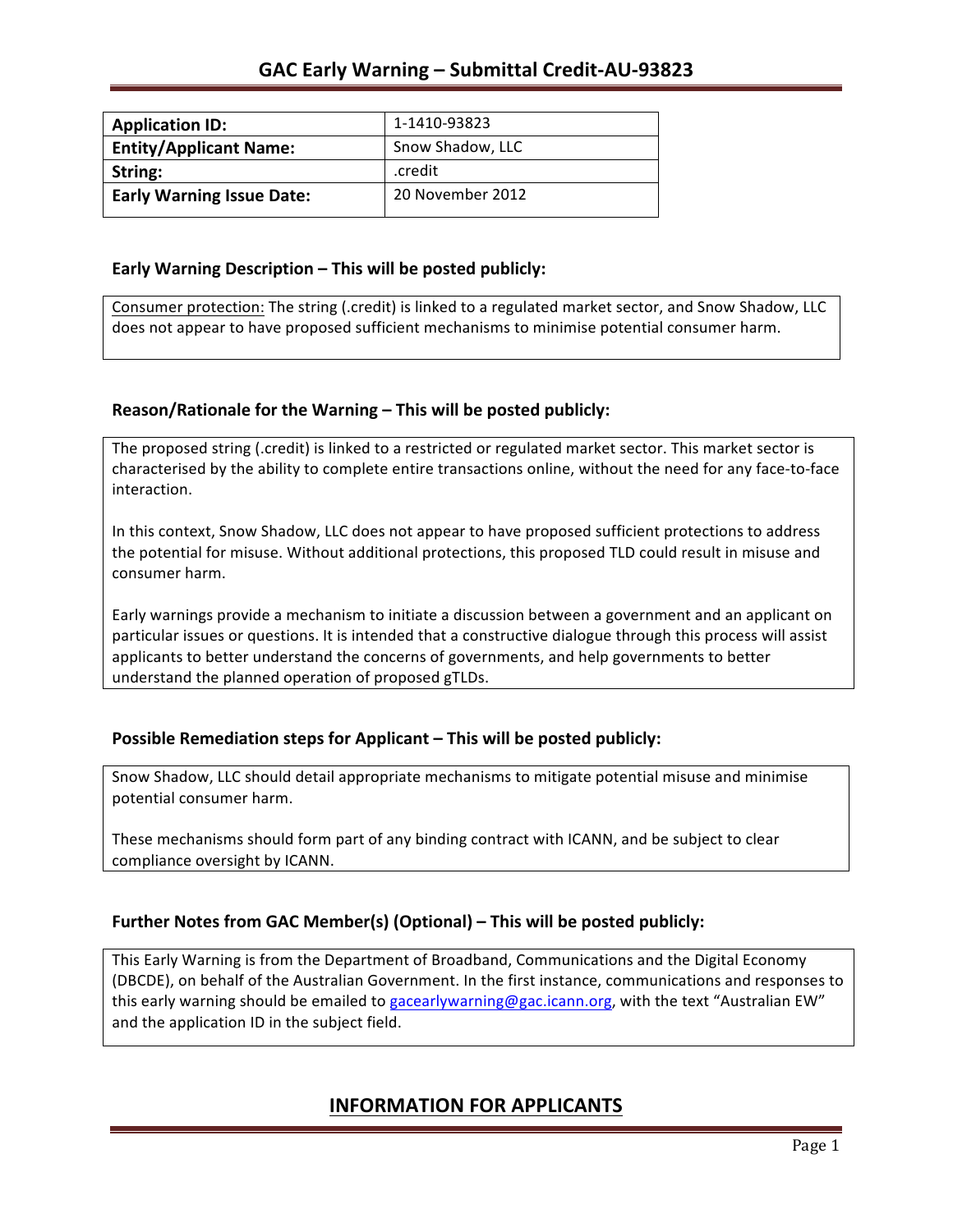# GAC Early Warning – Submittal Credit-AU-93823

| | |
|---|---|
| **Application ID:** | 1-1410-93823 |
| **Entity/Applicant Name:** | Snow Shadow, LLC |
| **String:** | .credit |
| **Early Warning Issue Date:** | 20 November 2012 |

### Early Warning Description – This will be posted publicly:

Consumer protection: The string (.credit) is linked to a regulated market sector, and Snow Shadow, LLC does not appear to have proposed sufficient mechanisms to minimise potential consumer harm.

### Reason/Rationale for the Warning – This will be posted publicly:

The proposed string (.credit) is linked to a restricted or regulated market sector. This market sector is characterised by the ability to complete entire transactions online, without the need for any face-to-face interaction.

In this context, Snow Shadow, LLC does not appear to have proposed sufficient protections to address the potential for misuse. Without additional protections, this proposed TLD could result in misuse and consumer harm.

Early warnings provide a mechanism to initiate a discussion between a government and an applicant on particular issues or questions. It is intended that a constructive dialogue through this process will assist applicants to better understand the concerns of governments, and help governments to better understand the planned operation of proposed gTLDs.

### Possible Remediation steps for Applicant – This will be posted publicly:

Snow Shadow, LLC should detail appropriate mechanisms to mitigate potential misuse and minimise potential consumer harm.

These mechanisms should form part of any binding contract with ICANN, and be subject to clear compliance oversight by ICANN.

### Further Notes from GAC Member(s) (Optional) – This will be posted publicly:

This Early Warning is from the Department of Broadband, Communications and the Digital Economy (DBCDE), on behalf of the Australian Government. In the first instance, communications and responses to this early warning should be emailed to gacearlywarning@gac.icann.org, with the text "Australian EW" and the application ID in the subject field.

## INFORMATION FOR APPLICANTS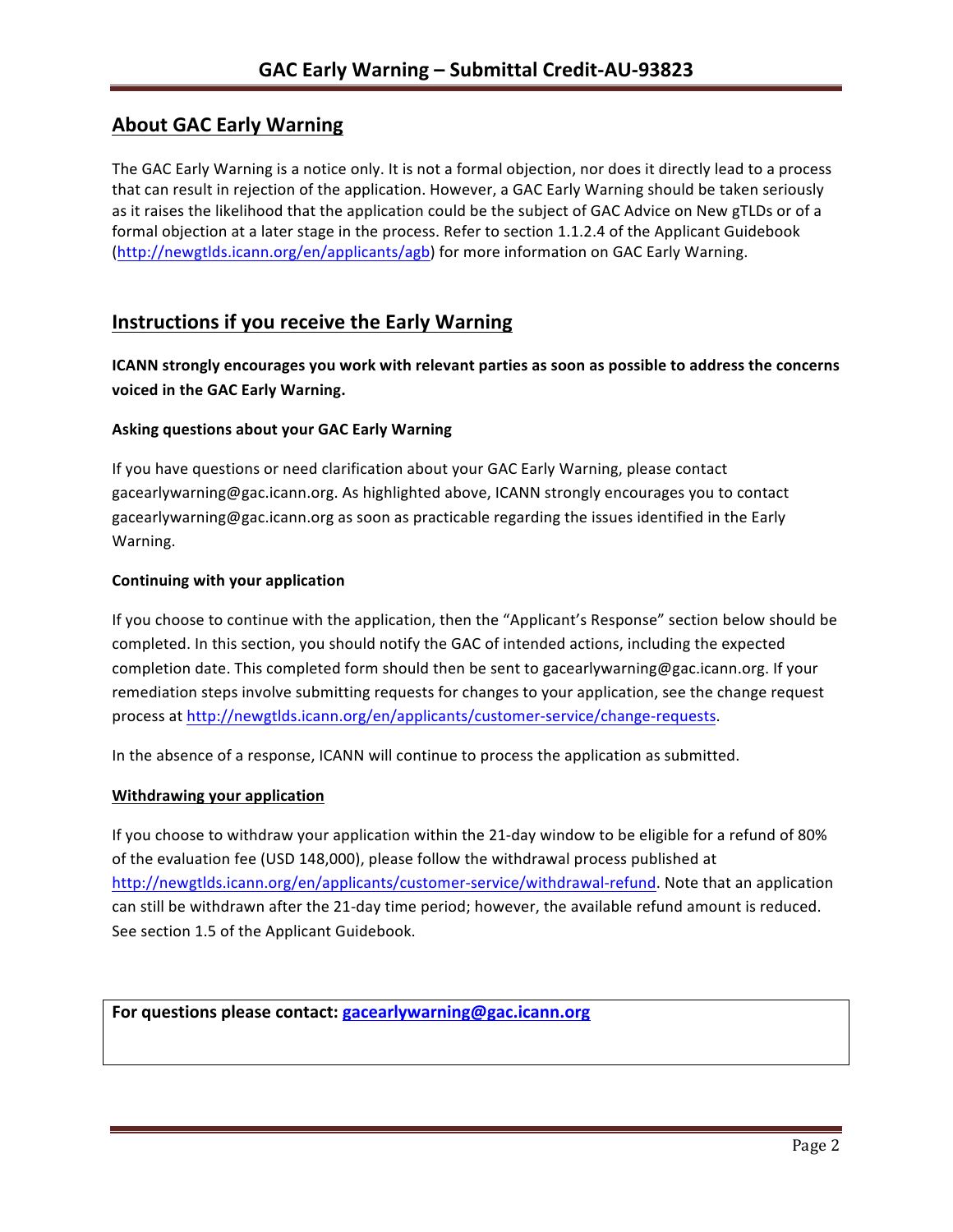## About GAC Early Warning

The GAC Early Warning is a notice only. It is not a formal objection, nor does it directly lead to a process that can result in rejection of the application. However, a GAC Early Warning should be taken seriously as it raises the likelihood that the application could be the subject of GAC Advice on New gTLDs or of a formal objection at a later stage in the process. Refer to section 1.1.2.4 of the Applicant Guidebook (http://newgtlds.icann.org/en/applicants/agb) for more information on GAC Early Warning.

## Instructions if you receive the Early Warning

**ICANN strongly encourages you work with relevant parties as soon as possible to address the concerns voiced in the GAC Early Warning.**

#### Asking questions about your GAC Early Warning

If you have questions or need clarification about your GAC Early Warning, please contact gacearlywarning@gac.icann.org. As highlighted above, ICANN strongly encourages you to contact gacearlywarning@gac.icann.org as soon as practicable regarding the issues identified in the Early Warning.

#### Continuing with your application

If you choose to continue with the application, then the "Applicant's Response" section below should be completed. In this section, you should notify the GAC of intended actions, including the expected completion date. This completed form should then be sent to gacearlywarning@gac.icann.org. If your remediation steps involve submitting requests for changes to your application, see the change request process at http://newgtlds.icann.org/en/applicants/customer-service/change-requests.

In the absence of a response, ICANN will continue to process the application as submitted.

#### Withdrawing your application

If you choose to withdraw your application within the 21-day window to be eligible for a refund of 80% of the evaluation fee (USD 148,000), please follow the withdrawal process published at http://newgtlds.icann.org/en/applicants/customer-service/withdrawal-refund. Note that an application can still be withdrawn after the 21-day time period; however, the available refund amount is reduced. See section 1.5 of the Applicant Guidebook.

**For questions please contact: gacearlywarning@gac.icann.org**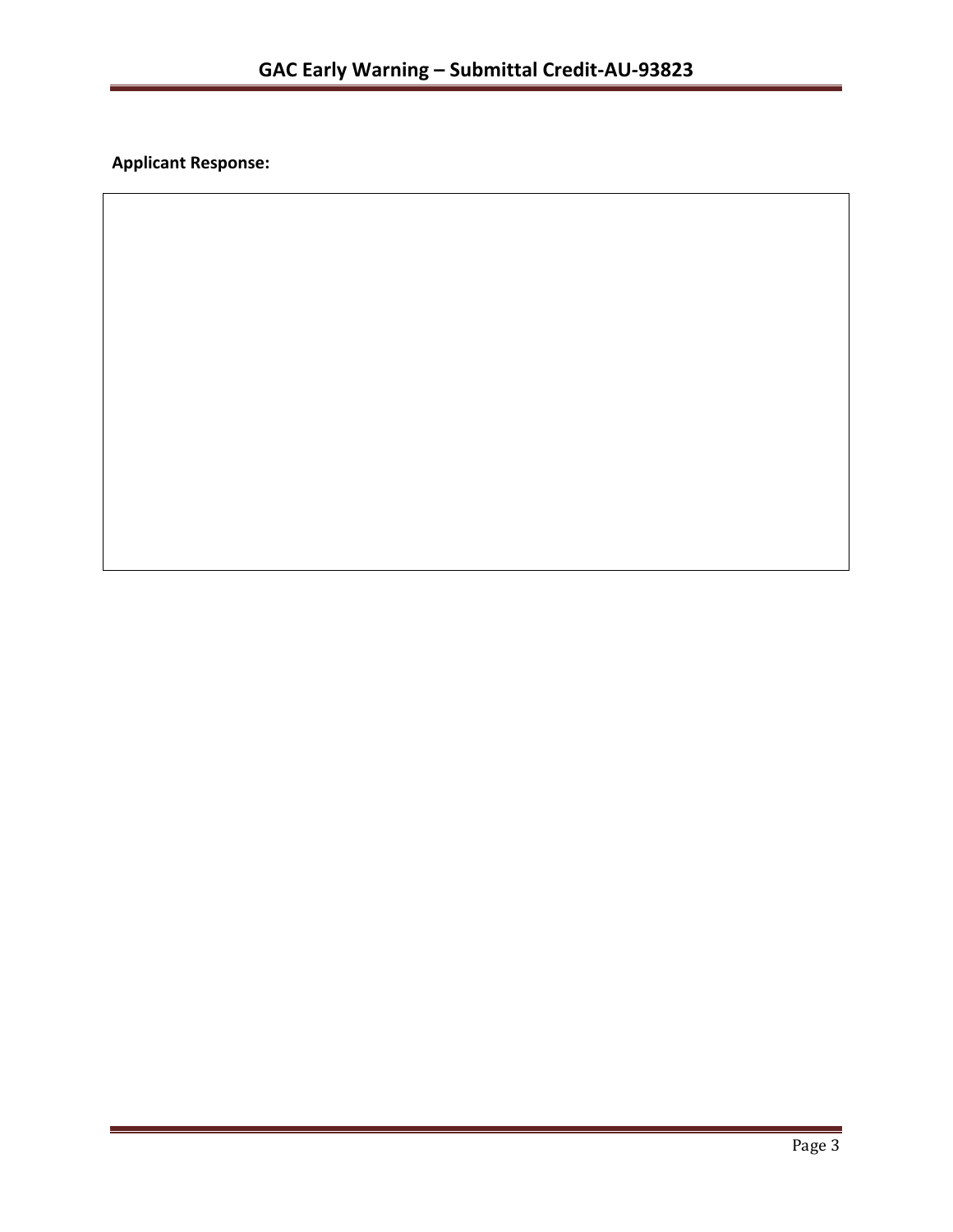**Applicant Response:**